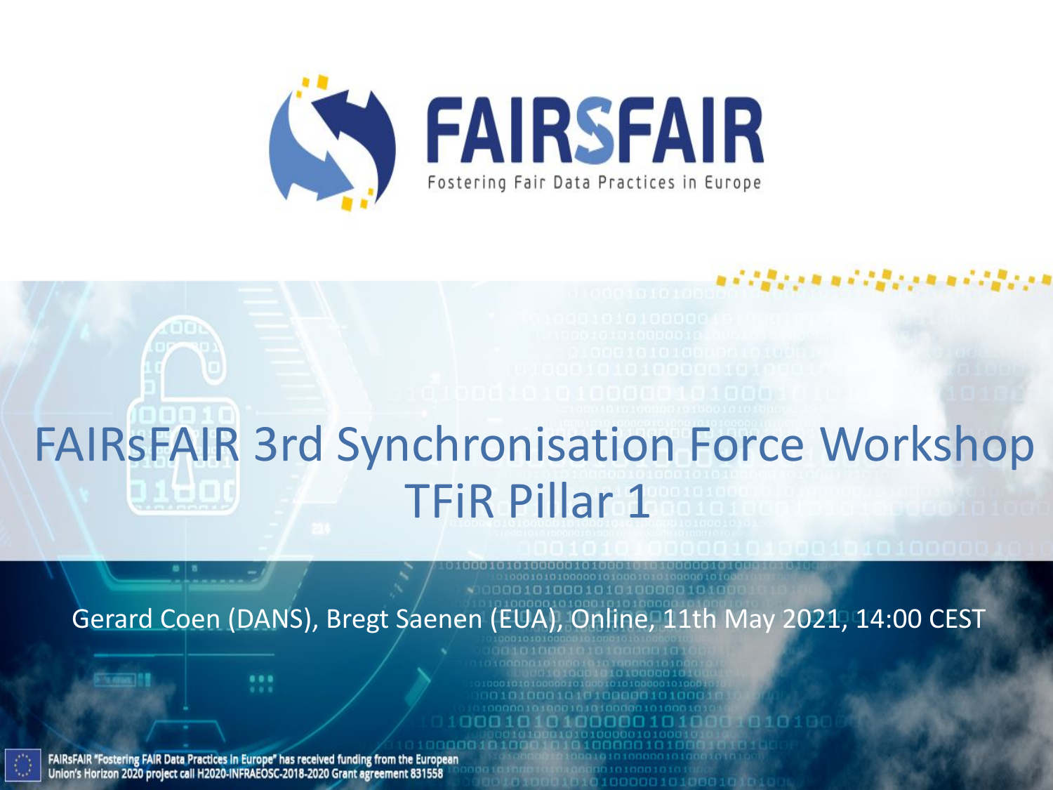# FAIRSFAIR

Fostering Fair Data Practices in Europe

# FAIRsFAIR 3rd Synchronisation Force Workshop TFiR Pillar 1

Gerard Coen (DANS), Bregt Saenen (EUA), Online, 11th May 2021, 14:00 CEST

FAIRsFAIR "Fostering FAIR Data Practices in Europe" has received funding from the European Union's Horizon 2020 project call H2020-INFRAEOSC-2018-2020 Grant agreement 831558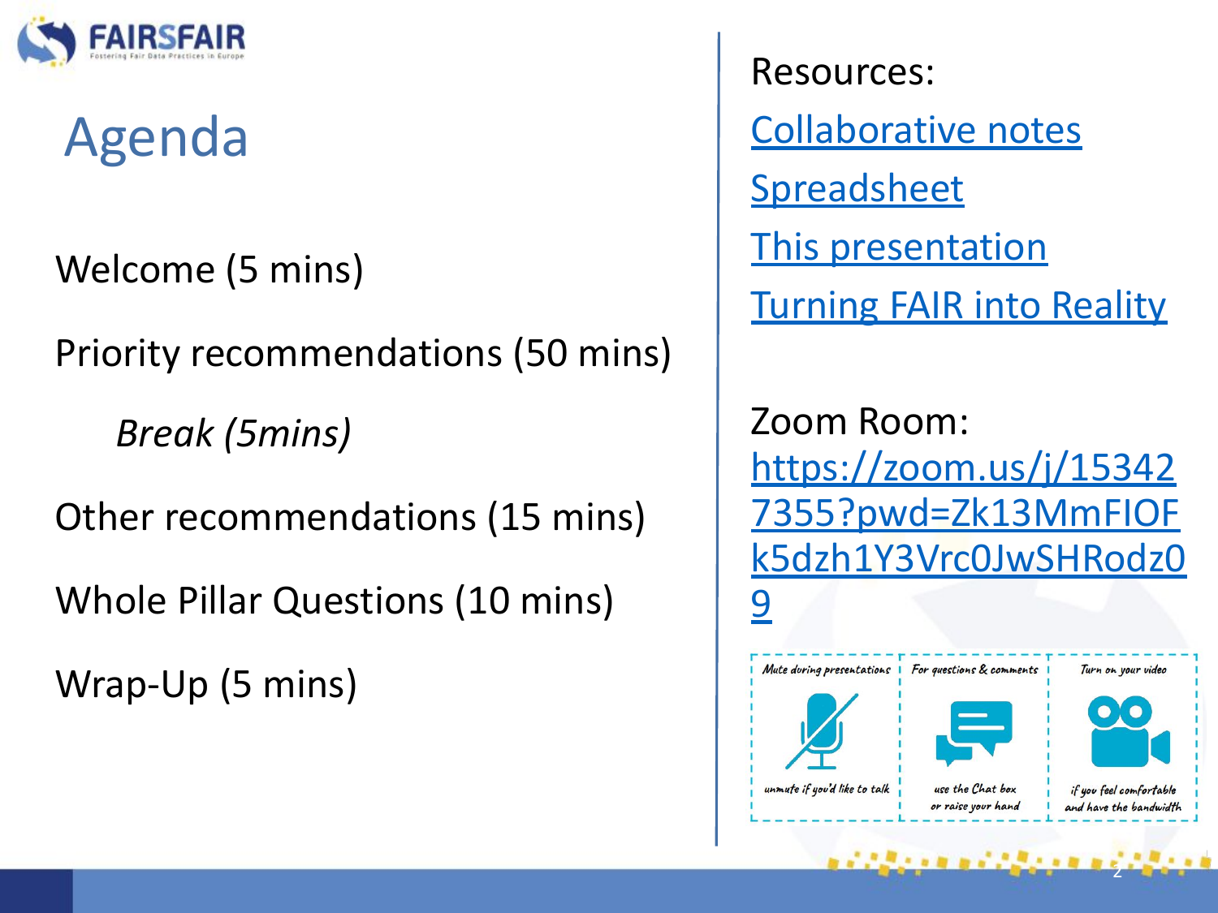# Agenda

Welcome (5 mins)

Priority recommendations (50 mins)

*Break (5mins)*

Other recommendations (15 mins)

Whole Pillar Questions (10 mins)

Wrap-Up (5 mins)

Resources:

[Collaborative notes]()

[Spreadsheet]()

[This presentation]()

[Turning FAIR into Reality]()

Zoom Room: https://zoom.us/j/153427355?pwd=Zk13MmFIOFk5dzh1Y3Vrc0JwSHRodz09

| Mute during presentations | For questions & comments | Turn on your video |
| --- | --- | --- |
| unmute if you'd like to talk | use the Chat box or raise your hand | if you feel comfortable and have the bandwidth |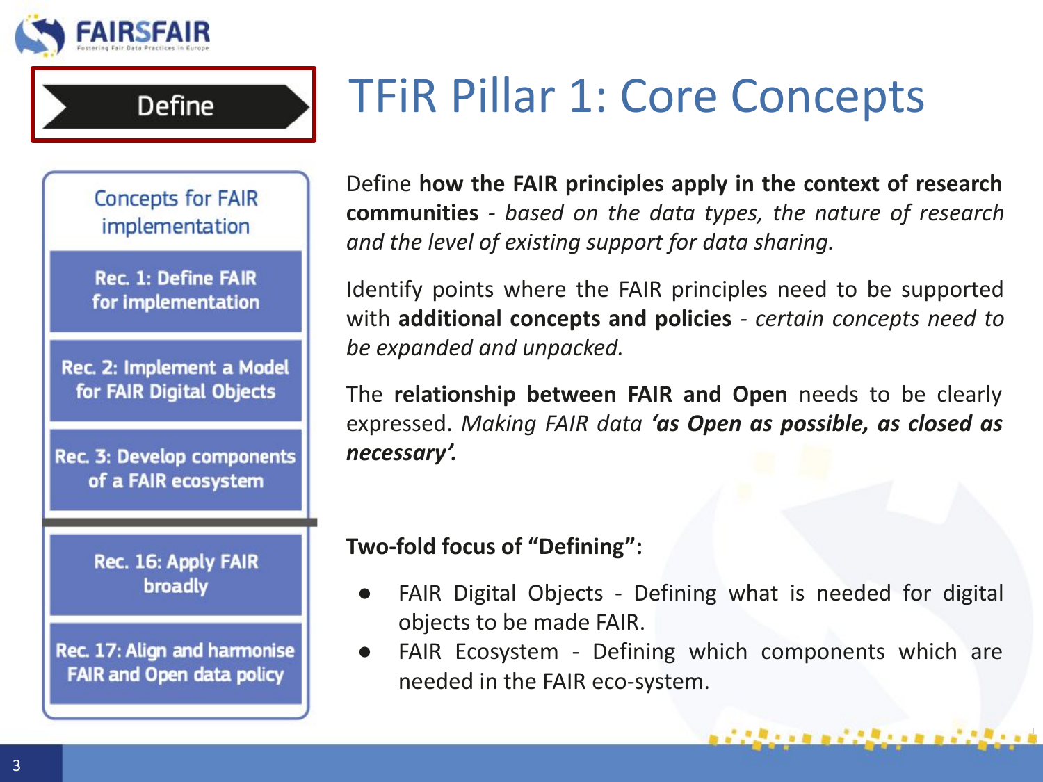Define

# TFiR Pillar 1: Core Concepts

Concepts for FAIR implementation

- Rec. 1: Define FAIR for implementation
- Rec. 2: Implement a Model for FAIR Digital Objects
- Rec. 3: Develop components of a FAIR ecosystem
- Rec. 16: Apply FAIR broadly
- Rec. 17: Align and harmonise FAIR and Open data policy

Define **how the FAIR principles apply in the context of research communities** - *based on the data types, the nature of research and the level of existing support for data sharing.*

Identify points where the FAIR principles need to be supported with **additional concepts and policies** - *certain concepts need to be expanded and unpacked.*

The **relationship between FAIR and Open** needs to be clearly expressed. *Making FAIR data **'as Open as possible, as closed as necessary'.***

**Two-fold focus of "Defining":**

- FAIR Digital Objects - Defining what is needed for digital objects to be made FAIR.
- FAIR Ecosystem - Defining which components which are needed in the FAIR eco-system.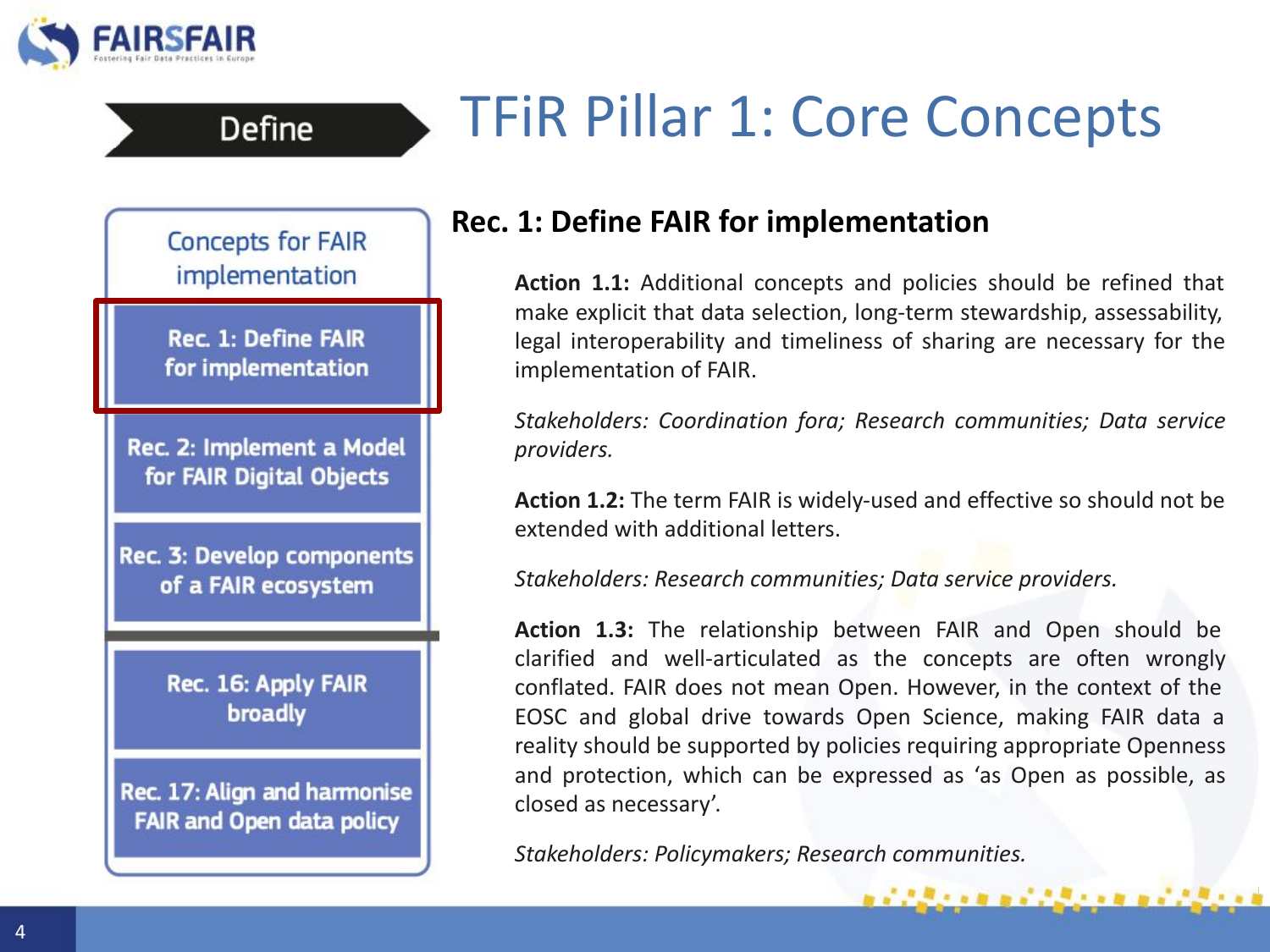Define

# TFiR Pillar 1: Core Concepts

Concepts for FAIR implementation

- Rec. 1: Define FAIR for implementation
- Rec. 2: Implement a Model for FAIR Digital Objects
- Rec. 3: Develop components of a FAIR ecosystem
- Rec. 16: Apply FAIR broadly
- Rec. 17: Align and harmonise FAIR and Open data policy

## Rec. 1: Define FAIR for implementation

**Action 1.1:** Additional concepts and policies should be refined that make explicit that data selection, long-term stewardship, assessability, legal interoperability and timeliness of sharing are necessary for the implementation of FAIR.

*Stakeholders: Coordination fora; Research communities; Data service providers.*

**Action 1.2:** The term FAIR is widely-used and effective so should not be extended with additional letters.

*Stakeholders: Research communities; Data service providers.*

**Action 1.3:** The relationship between FAIR and Open should be clarified and well-articulated as the concepts are often wrongly conflated. FAIR does not mean Open. However, in the context of the EOSC and global drive towards Open Science, making FAIR data a reality should be supported by policies requiring appropriate Openness and protection, which can be expressed as 'as Open as possible, as closed as necessary'.

*Stakeholders: Policymakers; Research communities.*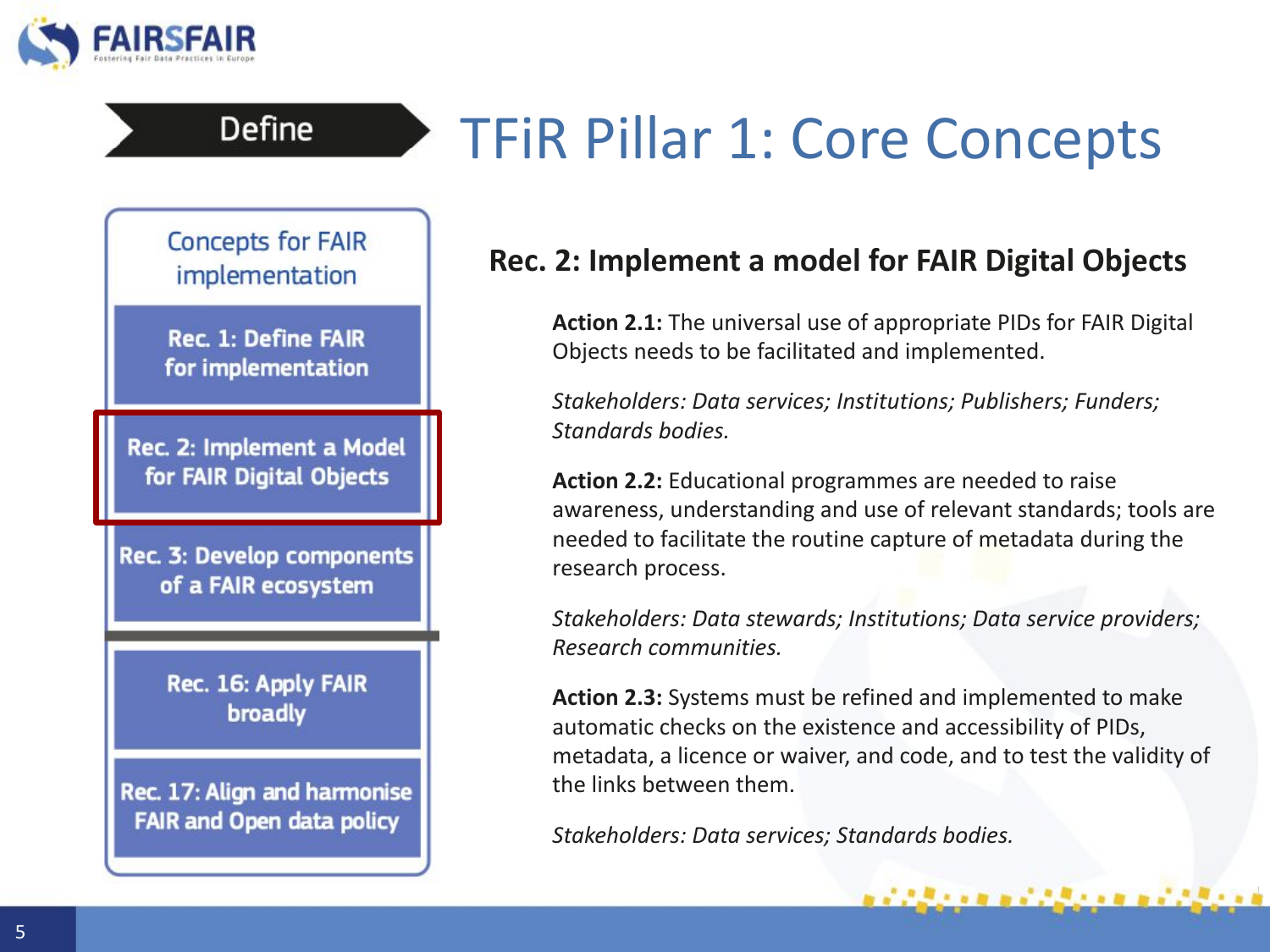# TFiR Pillar 1: Core Concepts

Define

**Concepts for FAIR implementation**

- Rec. 1: Define FAIR for implementation
- Rec. 2: Implement a Model for FAIR Digital Objects
- Rec. 3: Develop components of a FAIR ecosystem
- Rec. 16: Apply FAIR broadly
- Rec. 17: Align and harmonise FAIR and Open data policy

## Rec. 2: Implement a model for FAIR Digital Objects

**Action 2.1:** The universal use of appropriate PIDs for FAIR Digital Objects needs to be facilitated and implemented.

*Stakeholders: Data services; Institutions; Publishers; Funders; Standards bodies.*

**Action 2.2:** Educational programmes are needed to raise awareness, understanding and use of relevant standards; tools are needed to facilitate the routine capture of metadata during the research process.

*Stakeholders: Data stewards; Institutions; Data service providers; Research communities.*

**Action 2.3:** Systems must be refined and implemented to make automatic checks on the existence and accessibility of PIDs, metadata, a licence or waiver, and code, and to test the validity of the links between them.

*Stakeholders: Data services; Standards bodies.*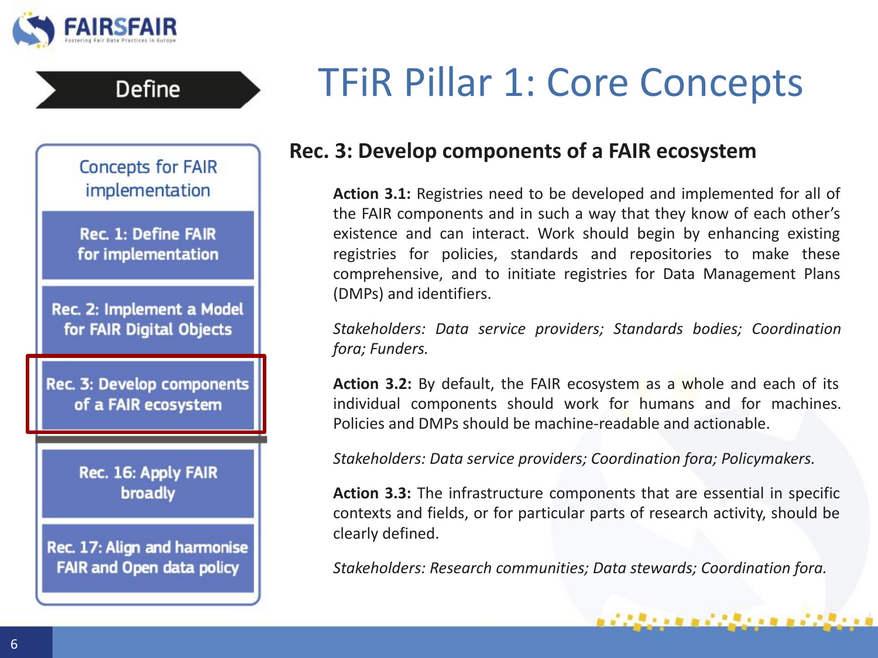Define

# TFiR Pillar 1: Core Concepts

Concepts for FAIR implementation

- Rec. 1: Define FAIR for implementation
- Rec. 2: Implement a Model for FAIR Digital Objects
- Rec. 3: Develop components of a FAIR ecosystem
- Rec. 16: Apply FAIR broadly
- Rec. 17: Align and harmonise FAIR and Open data policy

## Rec. 3: Develop components of a FAIR ecosystem

**Action 3.1:** Registries need to be developed and implemented for all of the FAIR components and in such a way that they know of each other's existence and can interact. Work should begin by enhancing existing registries for policies, standards and repositories to make these comprehensive, and to initiate registries for Data Management Plans (DMPs) and identifiers.

*Stakeholders: Data service providers; Standards bodies; Coordination fora; Funders.*

**Action 3.2:** By default, the FAIR ecosystem as a whole and each of its individual components should work for humans and for machines. Policies and DMPs should be machine-readable and actionable.

*Stakeholders: Data service providers; Coordination fora; Policymakers.*

**Action 3.3:** The infrastructure components that are essential in specific contexts and fields, or for particular parts of research activity, should be clearly defined.

*Stakeholders: Research communities; Data stewards; Coordination fora.*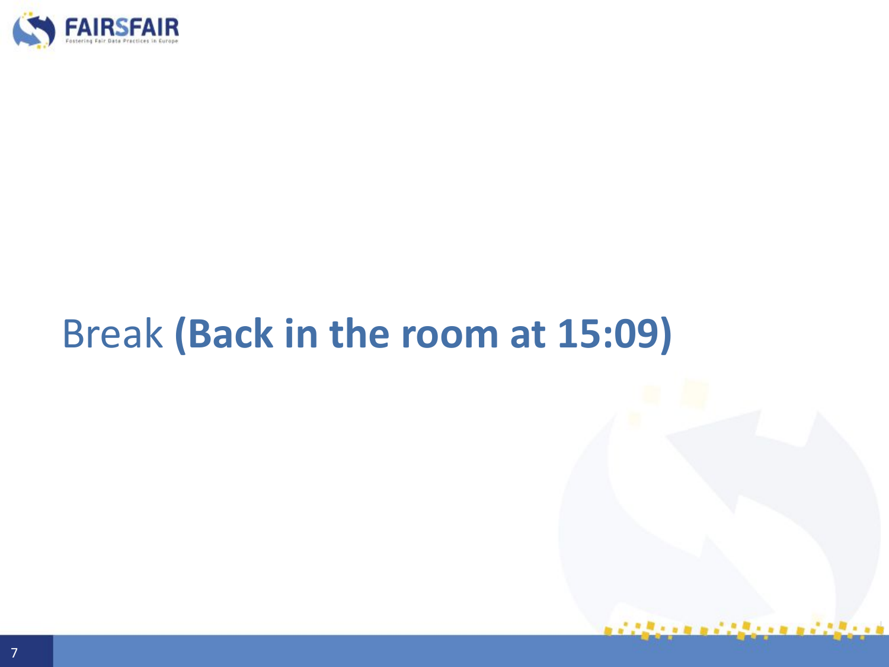Break **(Back in the room at 15:09)**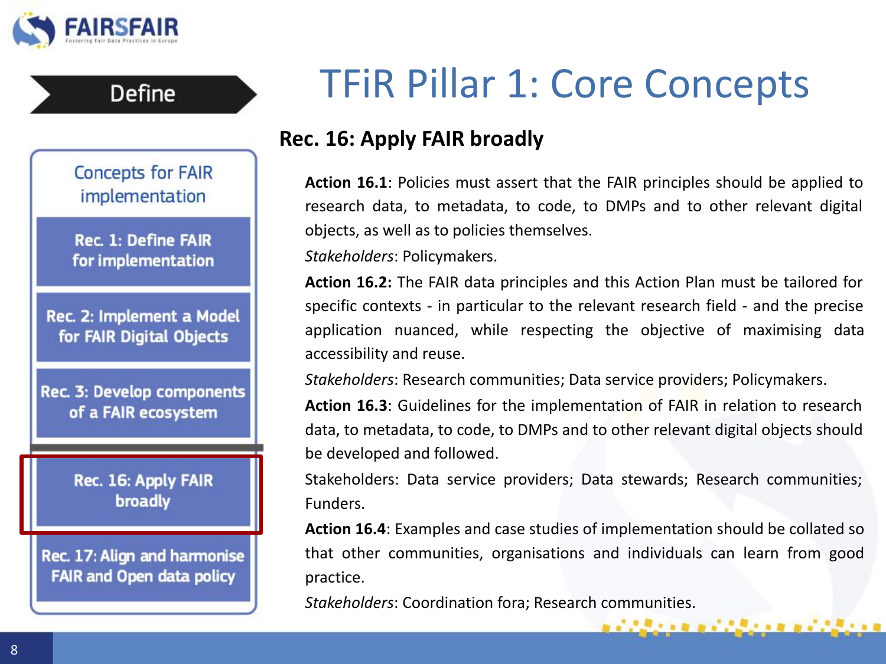Define

# TFiR Pillar 1: Core Concepts

Concepts for FAIR implementation

- Rec. 1: Define FAIR for implementation
- Rec. 2: Implement a Model for FAIR Digital Objects
- Rec. 3: Develop components of a FAIR ecosystem
- Rec. 16: Apply FAIR broadly
- Rec. 17: Align and harmonise FAIR and Open data policy

## Rec. 16: Apply FAIR broadly

**Action 16.1**: Policies must assert that the FAIR principles should be applied to research data, to metadata, to code, to DMPs and to other relevant digital objects, as well as to policies themselves.

*Stakeholders*: Policymakers.

**Action 16.2:** The FAIR data principles and this Action Plan must be tailored for specific contexts - in particular to the relevant research field - and the precise application nuanced, while respecting the objective of maximising data accessibility and reuse.

*Stakeholders*: Research communities; Data service providers; Policymakers.

**Action 16.3**: Guidelines for the implementation of FAIR in relation to research data, to metadata, to code, to DMPs and to other relevant digital objects should be developed and followed.

Stakeholders: Data service providers; Data stewards; Research communities; Funders.

**Action 16.4**: Examples and case studies of implementation should be collated so that other communities, organisations and individuals can learn from good practice.

*Stakeholders*: Coordination fora; Research communities.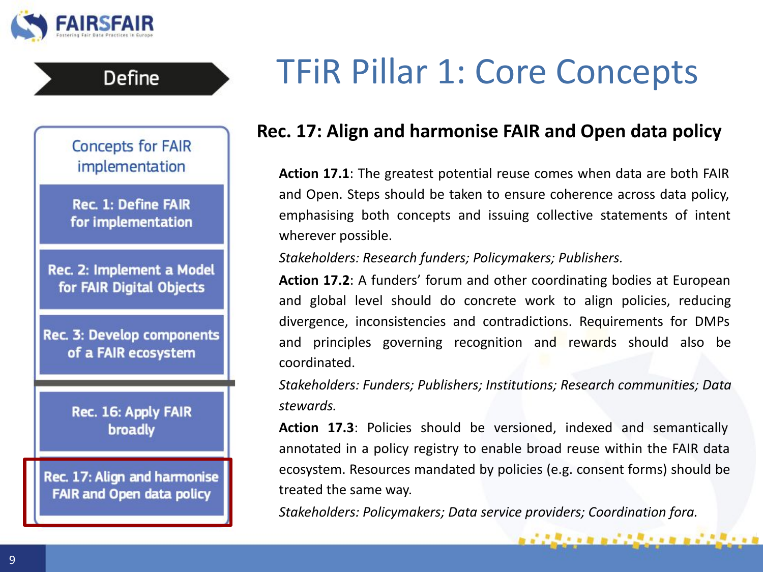Define

# TFiR Pillar 1: Core Concepts

Concepts for FAIR implementation

- Rec. 1: Define FAIR for implementation
- Rec. 2: Implement a Model for FAIR Digital Objects
- Rec. 3: Develop components of a FAIR ecosystem
- Rec. 16: Apply FAIR broadly
- Rec. 17: Align and harmonise FAIR and Open data policy

## Rec. 17: Align and harmonise FAIR and Open data policy

**Action 17.1**: The greatest potential reuse comes when data are both FAIR and Open. Steps should be taken to ensure coherence across data policy, emphasising both concepts and issuing collective statements of intent wherever possible.

*Stakeholders: Research funders; Policymakers; Publishers.*

**Action 17.2**: A funders' forum and other coordinating bodies at European and global level should do concrete work to align policies, reducing divergence, inconsistencies and contradictions. Requirements for DMPs and principles governing recognition and rewards should also be coordinated.

*Stakeholders: Funders; Publishers; Institutions; Research communities; Data stewards.*

**Action 17.3**: Policies should be versioned, indexed and semantically annotated in a policy registry to enable broad reuse within the FAIR data ecosystem. Resources mandated by policies (e.g. consent forms) should be treated the same way.

*Stakeholders: Policymakers; Data service providers; Coordination fora.*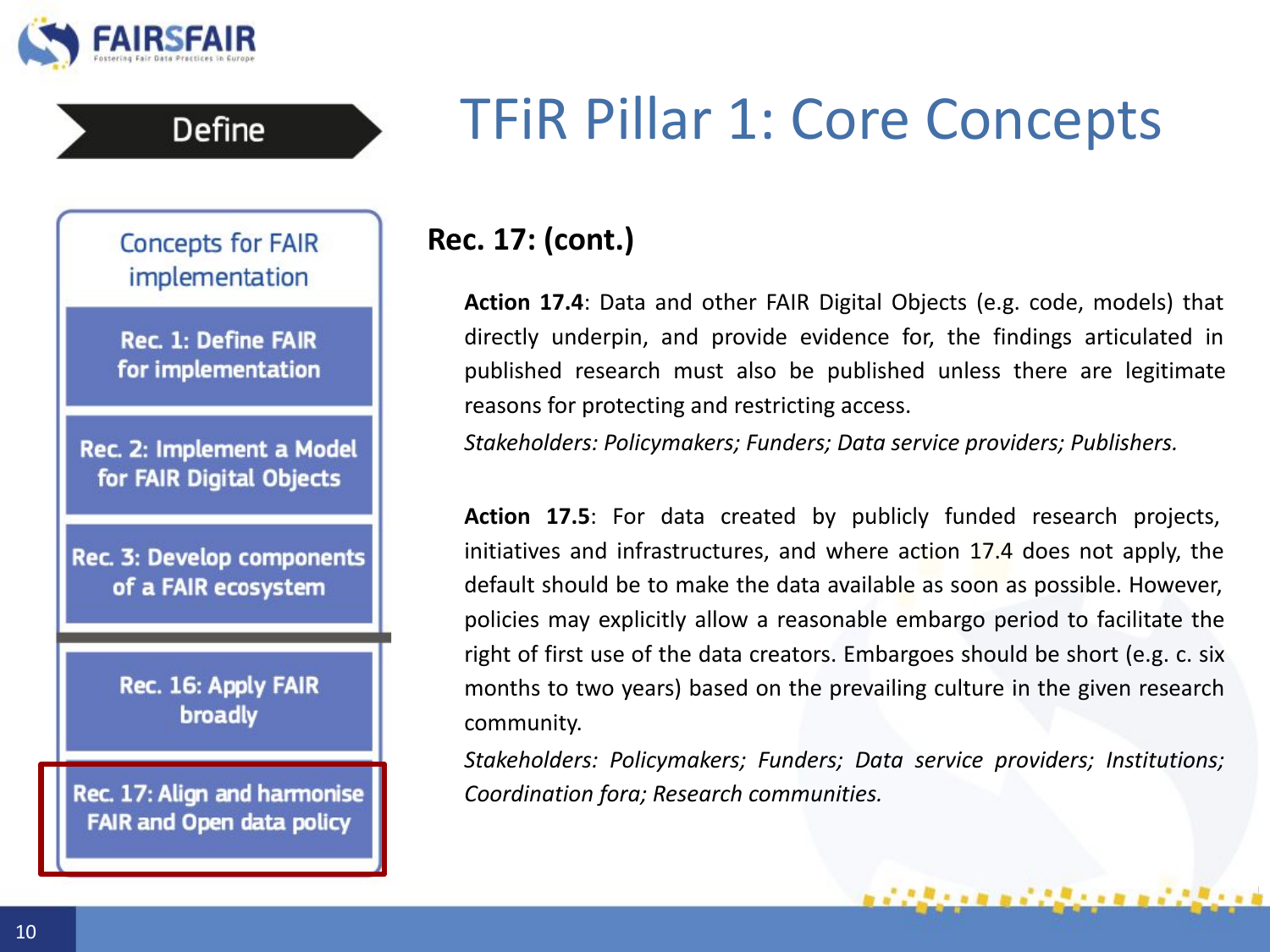# TFiR Pillar 1: Core Concepts

Define

**Concepts for FAIR implementation**

- Rec. 1: Define FAIR for implementation
- Rec. 2: Implement a Model for FAIR Digital Objects
- Rec. 3: Develop components of a FAIR ecosystem
- Rec. 16: Apply FAIR broadly
- Rec. 17: Align and harmonise FAIR and Open data policy

## Rec. 17: (cont.)

**Action 17.4**: Data and other FAIR Digital Objects (e.g. code, models) that directly underpin, and provide evidence for, the findings articulated in published research must also be published unless there are legitimate reasons for protecting and restricting access.

*Stakeholders: Policymakers; Funders; Data service providers; Publishers.*

**Action 17.5**: For data created by publicly funded research projects, initiatives and infrastructures, and where action 17.4 does not apply, the default should be to make the data available as soon as possible. However, policies may explicitly allow a reasonable embargo period to facilitate the right of first use of the data creators. Embargoes should be short (e.g. c. six months to two years) based on the prevailing culture in the given research community.

*Stakeholders: Policymakers; Funders; Data service providers; Institutions; Coordination fora; Research communities.*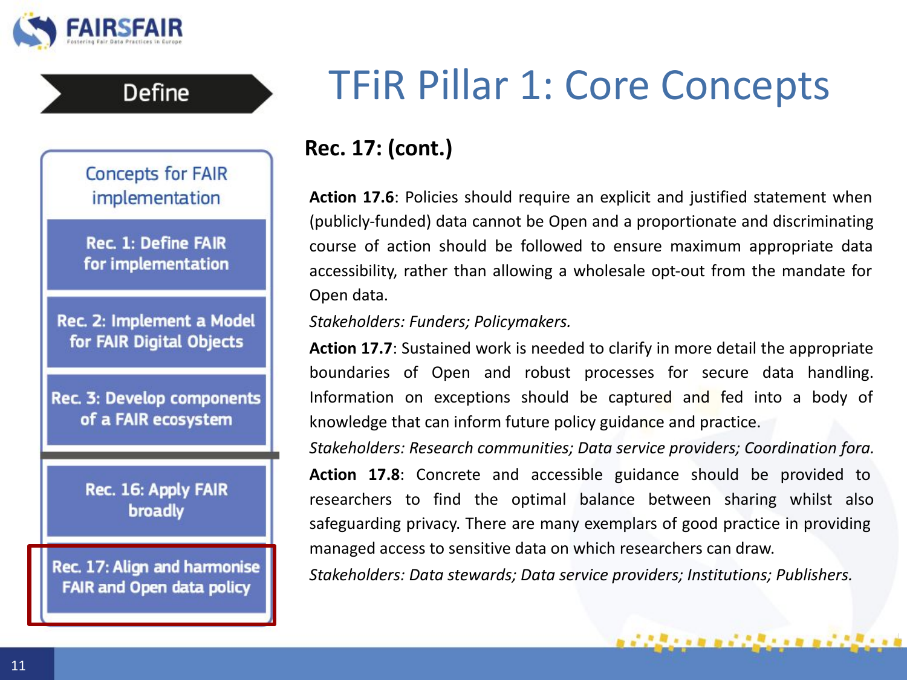# TFiR Pillar 1: Core Concepts

**Define**

Concepts for FAIR implementation

- Rec. 1: Define FAIR for implementation
- Rec. 2: Implement a Model for FAIR Digital Objects
- Rec. 3: Develop components of a FAIR ecosystem
- Rec. 16: Apply FAIR broadly
- Rec. 17: Align and harmonise FAIR and Open data policy

## Rec. 17: (cont.)

**Action 17.6**: Policies should require an explicit and justified statement when (publicly-funded) data cannot be Open and a proportionate and discriminating course of action should be followed to ensure maximum appropriate data accessibility, rather than allowing a wholesale opt-out from the mandate for Open data.

*Stakeholders: Funders; Policymakers.*

**Action 17.7**: Sustained work is needed to clarify in more detail the appropriate boundaries of Open and robust processes for secure data handling. Information on exceptions should be captured and fed into a body of knowledge that can inform future policy guidance and practice.

*Stakeholders: Research communities; Data service providers; Coordination fora.*

**Action 17.8**: Concrete and accessible guidance should be provided to researchers to find the optimal balance between sharing whilst also safeguarding privacy. There are many exemplars of good practice in providing managed access to sensitive data on which researchers can draw.

*Stakeholders: Data stewards; Data service providers; Institutions; Publishers.*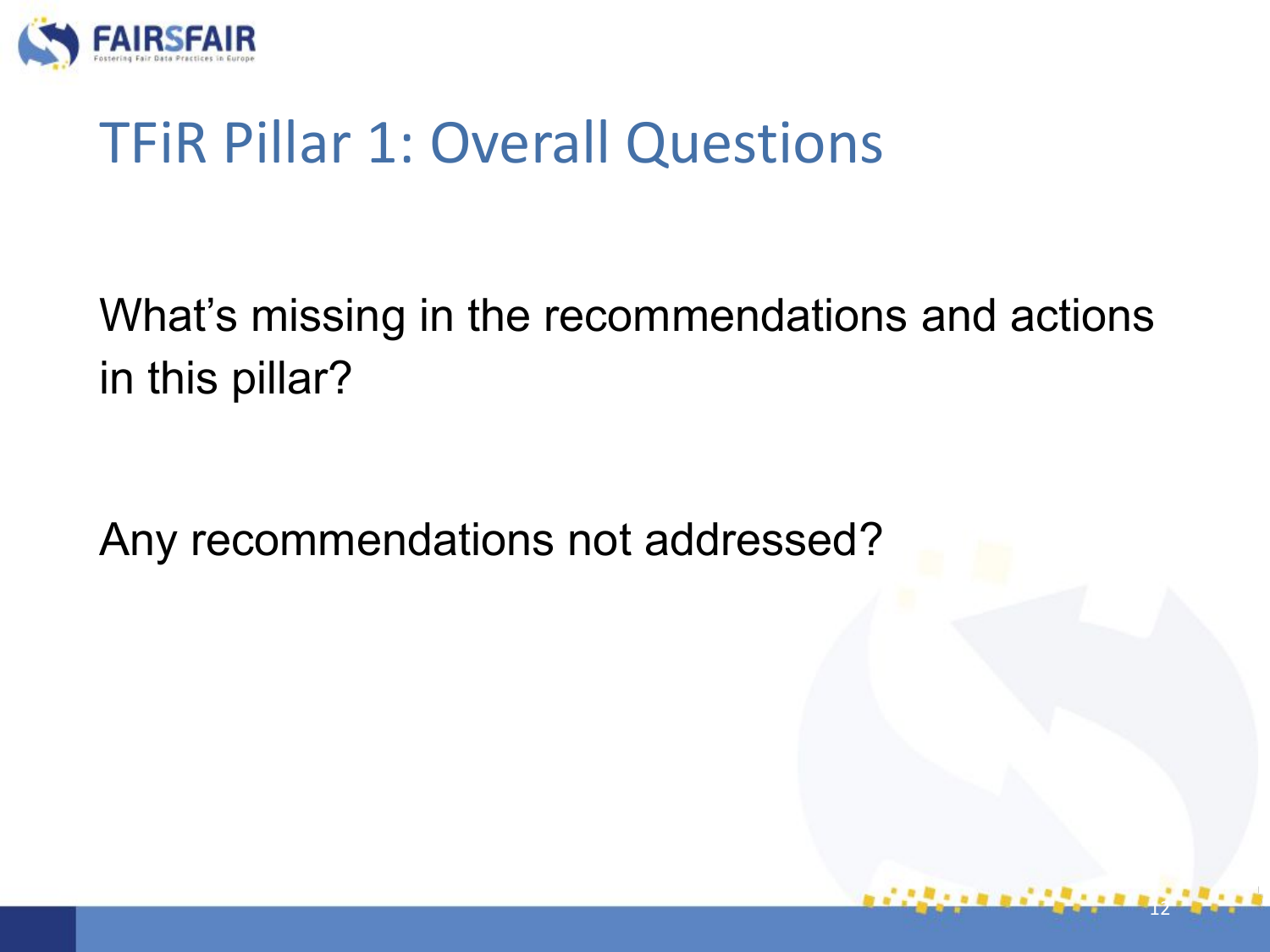# TFiR Pillar 1: Overall Questions

What's missing in the recommendations and actions in this pillar?

Any recommendations not addressed?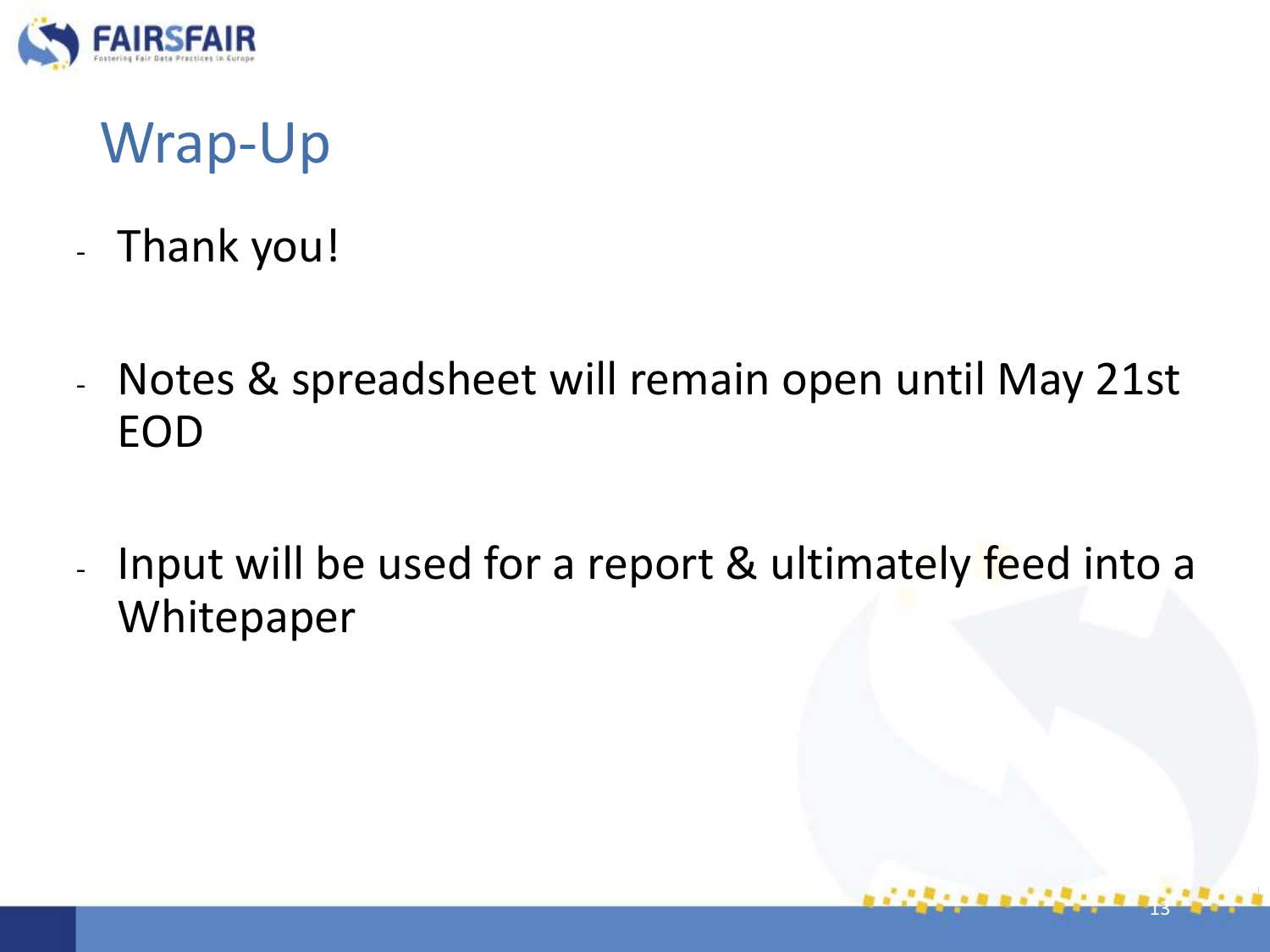# Wrap-Up

- Thank you!

- Notes & spreadsheet will remain open until May 21st EOD

- Input will be used for a report & ultimately feed into a Whitepaper